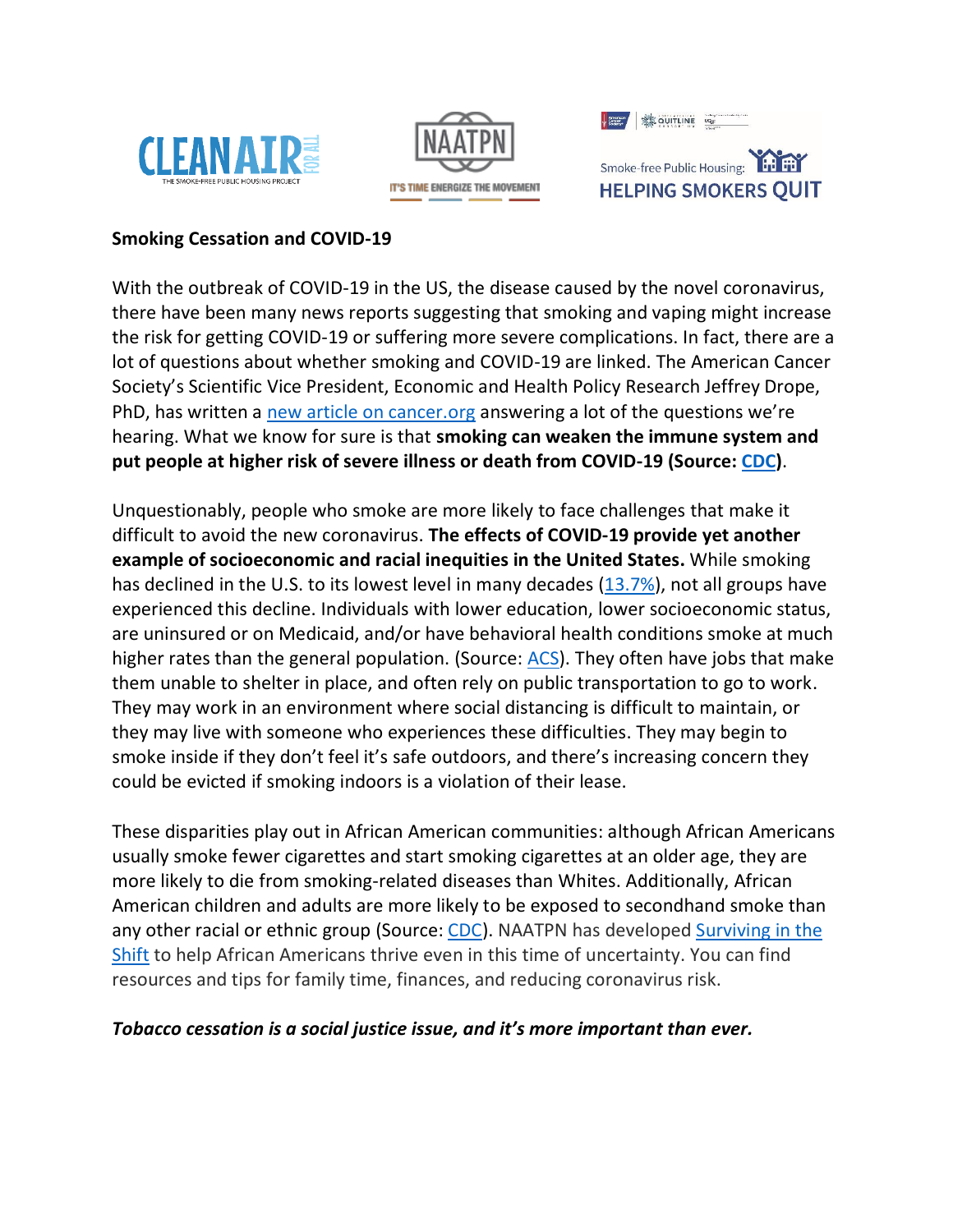CLEAN AIR FOR ALL — THE SMOKE-FREE PUBLIC HOUSING PROJECT

NAATPN — IT'S TIME ENERGIZE THE MOVEMENT

Smoke-free Public Housing: HELPING SMOKERS QUIT

**Smoking Cessation and COVID-19**

With the outbreak of COVID-19 in the US, the disease caused by the novel coronavirus, there have been many news reports suggesting that smoking and vaping might increase the risk for getting COVID-19 or suffering more severe complications. In fact, there are a lot of questions about whether smoking and COVID-19 are linked. The American Cancer Society's Scientific Vice President, Economic and Health Policy Research Jeffrey Drope, PhD, has written a [new article on cancer.org]() answering a lot of the questions we're hearing. What we know for sure is that **smoking can weaken the immune system and put people at higher risk of severe illness or death from COVID-19 (Source: [CDC]())**.

Unquestionably, people who smoke are more likely to face challenges that make it difficult to avoid the new coronavirus. **The effects of COVID-19 provide yet another example of socioeconomic and racial inequities in the United States.** While smoking has declined in the U.S. to its lowest level in many decades ([13.7%]()), not all groups have experienced this decline. Individuals with lower education, lower socioeconomic status, are uninsured or on Medicaid, and/or have behavioral health conditions smoke at much higher rates than the general population. (Source: [ACS]()). They often have jobs that make them unable to shelter in place, and often rely on public transportation to go to work. They may work in an environment where social distancing is difficult to maintain, or they may live with someone who experiences these difficulties. They may begin to smoke inside if they don't feel it's safe outdoors, and there's increasing concern they could be evicted if smoking indoors is a violation of their lease.

These disparities play out in African American communities: although African Americans usually smoke fewer cigarettes and start smoking cigarettes at an older age, they are more likely to die from smoking-related diseases than Whites. Additionally, African American children and adults are more likely to be exposed to secondhand smoke than any other racial or ethnic group (Source: [CDC]()). NAATPN has developed [Surviving in the Shift]() to help African Americans thrive even in this time of uncertainty. You can find resources and tips for family time, finances, and reducing coronavirus risk.

***Tobacco cessation is a social justice issue, and it's more important than ever.***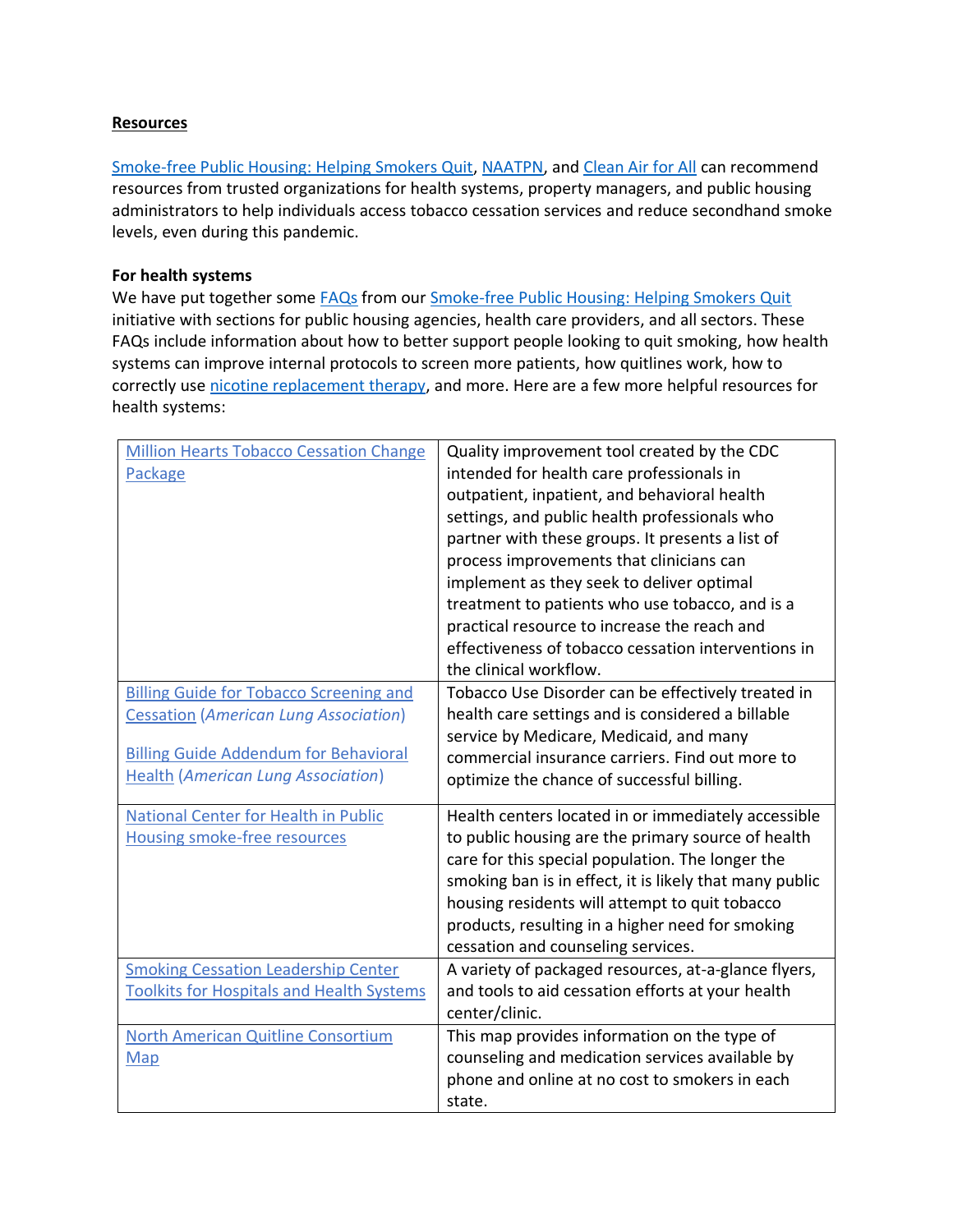**Resources**

Smoke-free Public Housing: Helping Smokers Quit, NAATPN, and Clean Air for All can recommend resources from trusted organizations for health systems, property managers, and public housing administrators to help individuals access tobacco cessation services and reduce secondhand smoke levels, even during this pandemic.

**For health systems**

We have put together some FAQs from our Smoke-free Public Housing: Helping Smokers Quit initiative with sections for public housing agencies, health care providers, and all sectors. These FAQs include information about how to better support people looking to quit smoking, how health systems can improve internal protocols to screen more patients, how quitlines work, how to correctly use nicotine replacement therapy, and more. Here are a few more helpful resources for health systems:

| | |
|---|---|
| Million Hearts Tobacco Cessation Change Package | Quality improvement tool created by the CDC intended for health care professionals in outpatient, inpatient, and behavioral health settings, and public health professionals who partner with these groups. It presents a list of process improvements that clinicians can implement as they seek to deliver optimal treatment to patients who use tobacco, and is a practical resource to increase the reach and effectiveness of tobacco cessation interventions in the clinical workflow. |
| Billing Guide for Tobacco Screening and Cessation (*American Lung Association*)<br><br>Billing Guide Addendum for Behavioral Health (*American Lung Association*) | Tobacco Use Disorder can be effectively treated in health care settings and is considered a billable service by Medicare, Medicaid, and many commercial insurance carriers. Find out more to optimize the chance of successful billing. |
| National Center for Health in Public Housing smoke-free resources | Health centers located in or immediately accessible to public housing are the primary source of health care for this special population. The longer the smoking ban is in effect, it is likely that many public housing residents will attempt to quit tobacco products, resulting in a higher need for smoking cessation and counseling services. |
| Smoking Cessation Leadership Center Toolkits for Hospitals and Health Systems | A variety of packaged resources, at-a-glance flyers, and tools to aid cessation efforts at your health center/clinic. |
| North American Quitline Consortium Map | This map provides information on the type of counseling and medication services available by phone and online at no cost to smokers in each state. |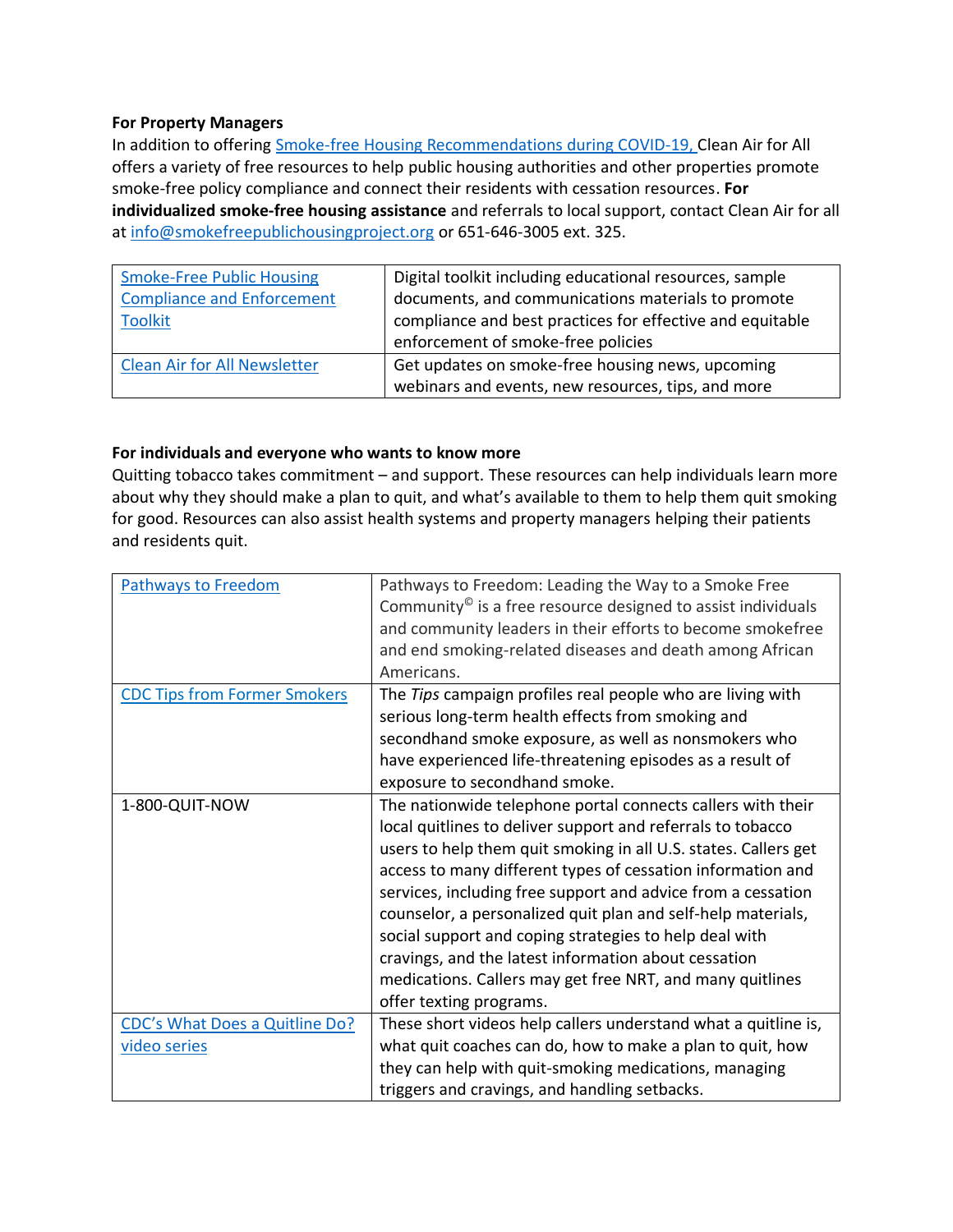**For Property Managers**

In addition to offering Smoke-free Housing Recommendations during COVID-19, Clean Air for All offers a variety of free resources to help public housing authorities and other properties promote smoke-free policy compliance and connect their residents with cessation resources. **For individualized smoke-free housing assistance** and referrals to local support, contact Clean Air for all at info@smokefreepublichousingproject.org or 651-646-3005 ext. 325.

| | |
|---|---|
| Smoke-Free Public Housing Compliance and Enforcement Toolkit | Digital toolkit including educational resources, sample documents, and communications materials to promote compliance and best practices for effective and equitable enforcement of smoke-free policies |
| Clean Air for All Newsletter | Get updates on smoke-free housing news, upcoming webinars and events, new resources, tips, and more |

**For individuals and everyone who wants to know more**

Quitting tobacco takes commitment – and support. These resources can help individuals learn more about why they should make a plan to quit, and what's available to them to help them quit smoking for good. Resources can also assist health systems and property managers helping their patients and residents quit.

| | |
|---|---|
| Pathways to Freedom | Pathways to Freedom: Leading the Way to a Smoke Free Community© is a free resource designed to assist individuals and community leaders in their efforts to become smokefree and end smoking-related diseases and death among African Americans. |
| CDC Tips from Former Smokers | The *Tips* campaign profiles real people who are living with serious long-term health effects from smoking and secondhand smoke exposure, as well as nonsmokers who have experienced life-threatening episodes as a result of exposure to secondhand smoke. |
| 1-800-QUIT-NOW | The nationwide telephone portal connects callers with their local quitlines to deliver support and referrals to tobacco users to help them quit smoking in all U.S. states. Callers get access to many different types of cessation information and services, including free support and advice from a cessation counselor, a personalized quit plan and self-help materials, social support and coping strategies to help deal with cravings, and the latest information about cessation medications. Callers may get free NRT, and many quitlines offer texting programs. |
| CDC's What Does a Quitline Do? video series | These short videos help callers understand what a quitline is, what quit coaches can do, how to make a plan to quit, how they can help with quit-smoking medications, managing triggers and cravings, and handling setbacks. |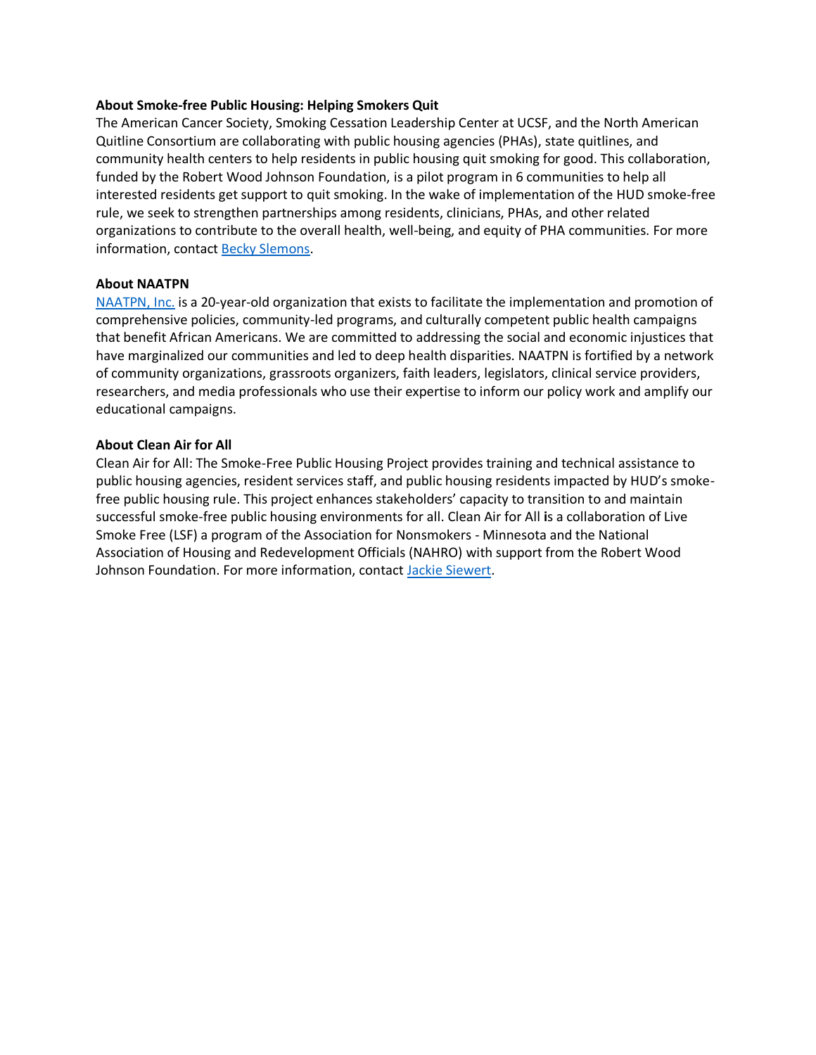**About Smoke-free Public Housing: Helping Smokers Quit**

The American Cancer Society, Smoking Cessation Leadership Center at UCSF, and the North American Quitline Consortium are collaborating with public housing agencies (PHAs), state quitlines, and community health centers to help residents in public housing quit smoking for good. This collaboration, funded by the Robert Wood Johnson Foundation, is a pilot program in 6 communities to help all interested residents get support to quit smoking. In the wake of implementation of the HUD smoke-free rule, we seek to strengthen partnerships among residents, clinicians, PHAs, and other related organizations to contribute to the overall health, well-being, and equity of PHA communities. For more information, contact Becky Slemons.

**About NAATPN**

NAATPN, Inc. is a 20-year-old organization that exists to facilitate the implementation and promotion of comprehensive policies, community-led programs, and culturally competent public health campaigns that benefit African Americans. We are committed to addressing the social and economic injustices that have marginalized our communities and led to deep health disparities. NAATPN is fortified by a network of community organizations, grassroots organizers, faith leaders, legislators, clinical service providers, researchers, and media professionals who use their expertise to inform our policy work and amplify our educational campaigns.

**About Clean Air for All**

Clean Air for All: The Smoke-Free Public Housing Project provides training and technical assistance to public housing agencies, resident services staff, and public housing residents impacted by HUD's smoke-free public housing rule. This project enhances stakeholders' capacity to transition to and maintain successful smoke-free public housing environments for all. Clean Air for All is a collaboration of Live Smoke Free (LSF) a program of the Association for Nonsmokers - Minnesota and the National Association of Housing and Redevelopment Officials (NAHRO) with support from the Robert Wood Johnson Foundation. For more information, contact Jackie Siewert.